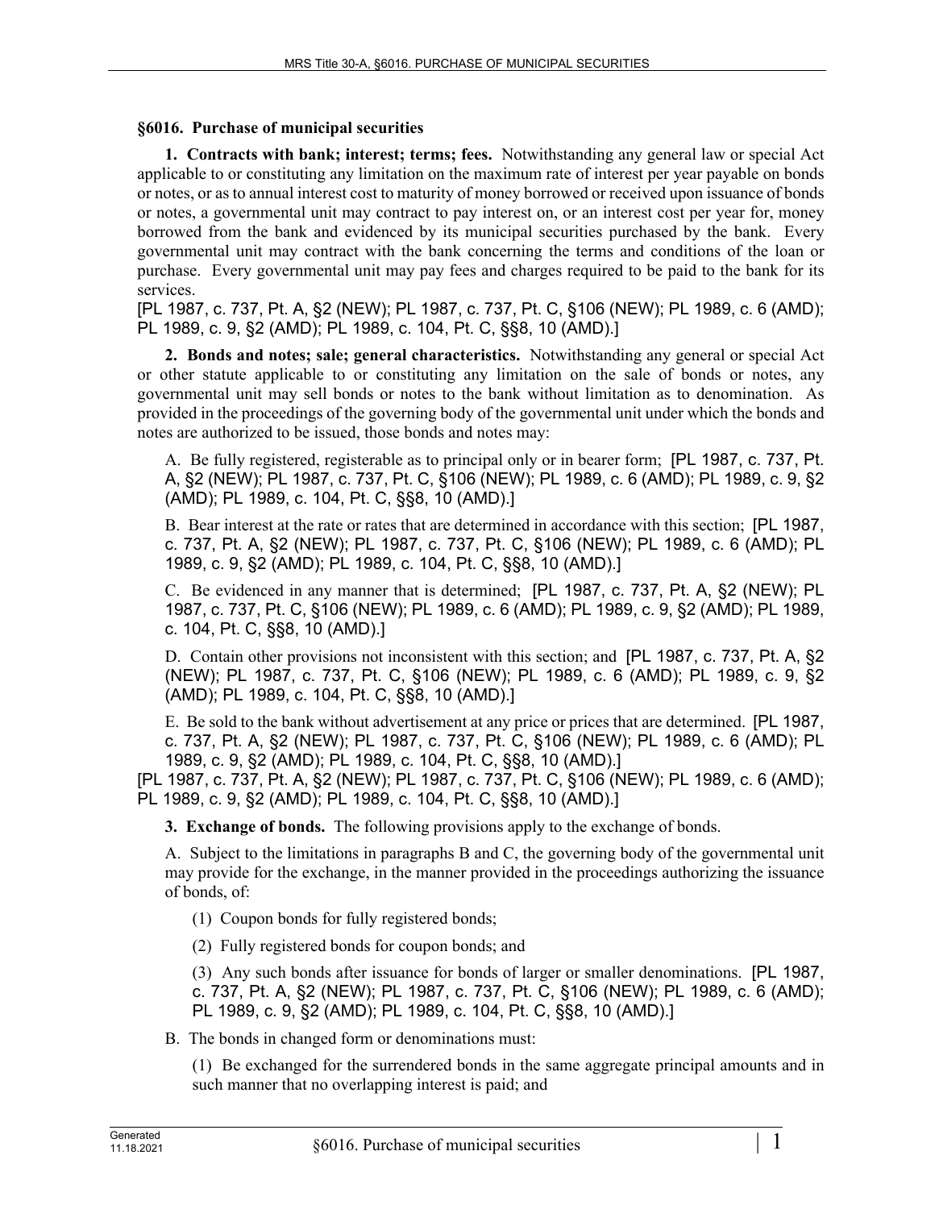## §6016. Purchase of municipal securities

**1. Contracts with bank; interest; terms; fees.** Notwithstanding any general law or special Act applicable to or constituting any limitation on the maximum rate of interest per year payable on bonds or notes, or as to annual interest cost to maturity of money borrowed or received upon issuance of bonds or notes, a governmental unit may contract to pay interest on, or an interest cost per year for, money borrowed from the bank and evidenced by its municipal securities purchased by the bank. Every governmental unit may contract with the bank concerning the terms and conditions of the loan or purchase. Every governmental unit may pay fees and charges required to be paid to the bank for its services.

[PL 1987, c. 737, Pt. A, §2 (NEW); PL 1987, c. 737, Pt. C, §106 (NEW); PL 1989, c. 6 (AMD); PL 1989, c. 9, §2 (AMD); PL 1989, c. 104, Pt. C, §§8, 10 (AMD).]

**2. Bonds and notes; sale; general characteristics.** Notwithstanding any general or special Act or other statute applicable to or constituting any limitation on the sale of bonds or notes, any governmental unit may sell bonds or notes to the bank without limitation as to denomination. As provided in the proceedings of the governing body of the governmental unit under which the bonds and notes are authorized to be issued, those bonds and notes may:

A. Be fully registered, registerable as to principal only or in bearer form; [PL 1987, c. 737, Pt. A, §2 (NEW); PL 1987, c. 737, Pt. C, §106 (NEW); PL 1989, c. 6 (AMD); PL 1989, c. 9, §2 (AMD); PL 1989, c. 104, Pt. C, §§8, 10 (AMD).]

B. Bear interest at the rate or rates that are determined in accordance with this section; [PL 1987, c. 737, Pt. A, §2 (NEW); PL 1987, c. 737, Pt. C, §106 (NEW); PL 1989, c. 6 (AMD); PL 1989, c. 9, §2 (AMD); PL 1989, c. 104, Pt. C, §§8, 10 (AMD).]

C. Be evidenced in any manner that is determined; [PL 1987, c. 737, Pt. A, §2 (NEW); PL 1987, c. 737, Pt. C, §106 (NEW); PL 1989, c. 6 (AMD); PL 1989, c. 9, §2 (AMD); PL 1989, c. 104, Pt. C, §§8, 10 (AMD).]

D. Contain other provisions not inconsistent with this section; and [PL 1987, c. 737, Pt. A, §2 (NEW); PL 1987, c. 737, Pt. C, §106 (NEW); PL 1989, c. 6 (AMD); PL 1989, c. 9, §2 (AMD); PL 1989, c. 104, Pt. C, §§8, 10 (AMD).]

E. Be sold to the bank without advertisement at any price or prices that are determined. [PL 1987, c. 737, Pt. A, §2 (NEW); PL 1987, c. 737, Pt. C, §106 (NEW); PL 1989, c. 6 (AMD); PL 1989, c. 9, §2 (AMD); PL 1989, c. 104, Pt. C, §§8, 10 (AMD).]

[PL 1987, c. 737, Pt. A, §2 (NEW); PL 1987, c. 737, Pt. C, §106 (NEW); PL 1989, c. 6 (AMD); PL 1989, c. 9, §2 (AMD); PL 1989, c. 104, Pt. C, §§8, 10 (AMD).]

**3. Exchange of bonds.** The following provisions apply to the exchange of bonds.

A. Subject to the limitations in paragraphs B and C, the governing body of the governmental unit may provide for the exchange, in the manner provided in the proceedings authorizing the issuance of bonds, of:

(1) Coupon bonds for fully registered bonds;

(2) Fully registered bonds for coupon bonds; and

(3) Any such bonds after issuance for bonds of larger or smaller denominations. [PL 1987, c. 737, Pt. A, §2 (NEW); PL 1987, c. 737, Pt. C, §106 (NEW); PL 1989, c. 6 (AMD); PL 1989, c. 9, §2 (AMD); PL 1989, c. 104, Pt. C, §§8, 10 (AMD).]

B. The bonds in changed form or denominations must:

(1) Be exchanged for the surrendered bonds in the same aggregate principal amounts and in such manner that no overlapping interest is paid; and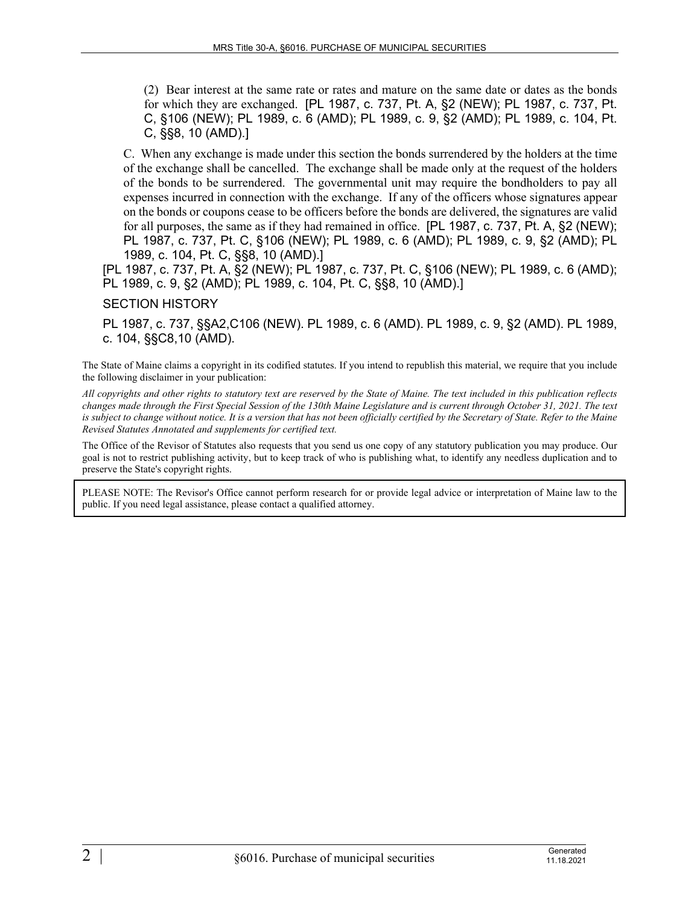(2) Bear interest at the same rate or rates and mature on the same date or dates as the bonds for which they are exchanged. [PL 1987, c. 737, Pt. A, §2 (NEW); PL 1987, c. 737, Pt. C, §106 (NEW); PL 1989, c. 6 (AMD); PL 1989, c. 9, §2 (AMD); PL 1989, c. 104, Pt. C, §§8, 10 (AMD).]

C. When any exchange is made under this section the bonds surrendered by the holders at the time of the exchange shall be cancelled. The exchange shall be made only at the request of the holders of the bonds to be surrendered. The governmental unit may require the bondholders to pay all expenses incurred in connection with the exchange. If any of the officers whose signatures appear on the bonds or coupons cease to be officers before the bonds are delivered, the signatures are valid for all purposes, the same as if they had remained in office. [PL 1987, c. 737, Pt. A, §2 (NEW); PL 1987, c. 737, Pt. C, §106 (NEW); PL 1989, c. 6 (AMD); PL 1989, c. 9, §2 (AMD); PL 1989, c. 104, Pt. C, §§8, 10 (AMD).]

[PL 1987, c. 737, Pt. A, §2 (NEW); PL 1987, c. 737, Pt. C, §106 (NEW); PL 1989, c. 6 (AMD); PL 1989, c. 9, §2 (AMD); PL 1989, c. 104, Pt. C, §§8, 10 (AMD).]

SECTION HISTORY

PL 1987, c. 737, §§A2,C106 (NEW). PL 1989, c. 6 (AMD). PL 1989, c. 9, §2 (AMD). PL 1989, c. 104, §§C8,10 (AMD).

The State of Maine claims a copyright in its codified statutes. If you intend to republish this material, we require that you include the following disclaimer in your publication:

*All copyrights and other rights to statutory text are reserved by the State of Maine. The text included in this publication reflects changes made through the First Special Session of the 130th Maine Legislature and is current through October 31, 2021. The text is subject to change without notice. It is a version that has not been officially certified by the Secretary of State. Refer to the Maine Revised Statutes Annotated and supplements for certified text.*

The Office of the Revisor of Statutes also requests that you send us one copy of any statutory publication you may produce. Our goal is not to restrict publishing activity, but to keep track of who is publishing what, to identify any needless duplication and to preserve the State's copyright rights.

PLEASE NOTE: The Revisor's Office cannot perform research for or provide legal advice or interpretation of Maine law to the public. If you need legal assistance, please contact a qualified attorney.